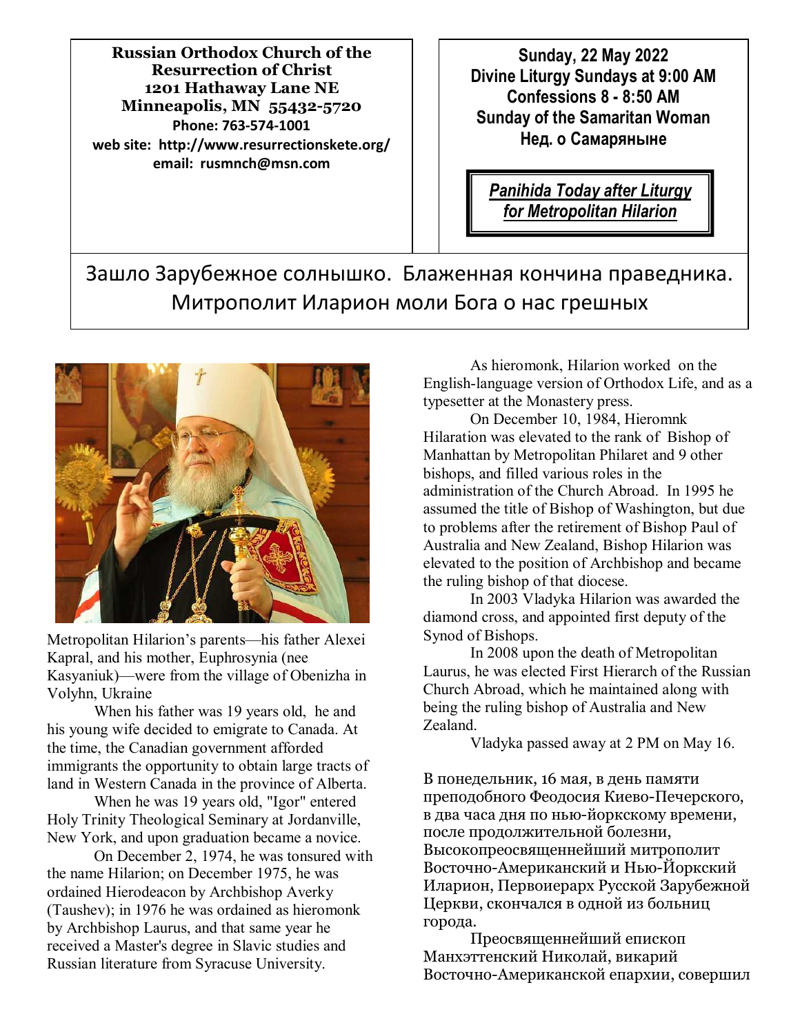**Russian Orthodox Church of the Resurrection of Christ**
**1201 Hathaway Lane NE**
**Minneapolis, MN 55432-5720**
**Phone: 763-574-1001**
**web site: http://www.resurrectionskete.org/**
**email: rusmnch@msn.com**

**Sunday, 22 May 2022**
**Divine Liturgy Sundays at 9:00 AM**
**Confessions 8 - 8:50 AM**
**Sunday of the Samaritan Woman**
**Нед. о Самаряныне**

***Panihida Today after Liturgy for Metropolitan Hilarion***

## Зашло Зарубежное солнышко. Блаженная кончина праведника. Митрополит Иларион моли Бога о нас грешных

Metropolitan Hilarion's parents—his father Alexei Kapral, and his mother, Euphrosynia (nee Kasyaniuk)—were from the village of Obenizha in Volyhn, Ukraine

When his father was 19 years old, he and his young wife decided to emigrate to Canada. At the time, the Canadian government afforded immigrants the opportunity to obtain large tracts of land in Western Canada in the province of Alberta.

When he was 19 years old, "Igor" entered Holy Trinity Theological Seminary at Jordanville, New York, and upon graduation became a novice.

On December 2, 1974, he was tonsured with the name Hilarion; on December 1975, he was ordained Hierodeacon by Archbishop Averky (Taushev); in 1976 he was ordained as hieromonk by Archbishop Laurus, and that same year he received a Master's degree in Slavic studies and Russian literature from Syracuse University.

As hieromonk, Hilarion worked on the English-language version of Orthodox Life, and as a typesetter at the Monastery press.

On December 10, 1984, Hieromnk Hilaration was elevated to the rank of Bishop of Manhattan by Metropolitan Philaret and 9 other bishops, and filled various roles in the administration of the Church Abroad. In 1995 he assumed the title of Bishop of Washington, but due to problems after the retirement of Bishop Paul of Australia and New Zealand, Bishop Hilarion was elevated to the position of Archbishop and became the ruling bishop of that diocese.

In 2003 Vladyka Hilarion was awarded the diamond cross, and appointed first deputy of the Synod of Bishops.

In 2008 upon the death of Metropolitan Laurus, he was elected First Hierarch of the Russian Church Abroad, which he maintained along with being the ruling bishop of Australia and New Zealand.

Vladyka passed away at 2 PM on May 16.

В понедельник, 16 мая, в день памяти преподобного Феодосия Киево-Печерского, в два часа дня по нью-йоркскому времени, после продолжительной болезни, Высокопреосвященнейший митрополит Восточно-Американский и Нью-Йоркский Иларион, Первоиерарх Русской Зарубежной Церкви, скончался в одной из больниц города.

Преосвященнейший епископ Манхэттенский Николай, викарий Восточно-Американской епархии, совершил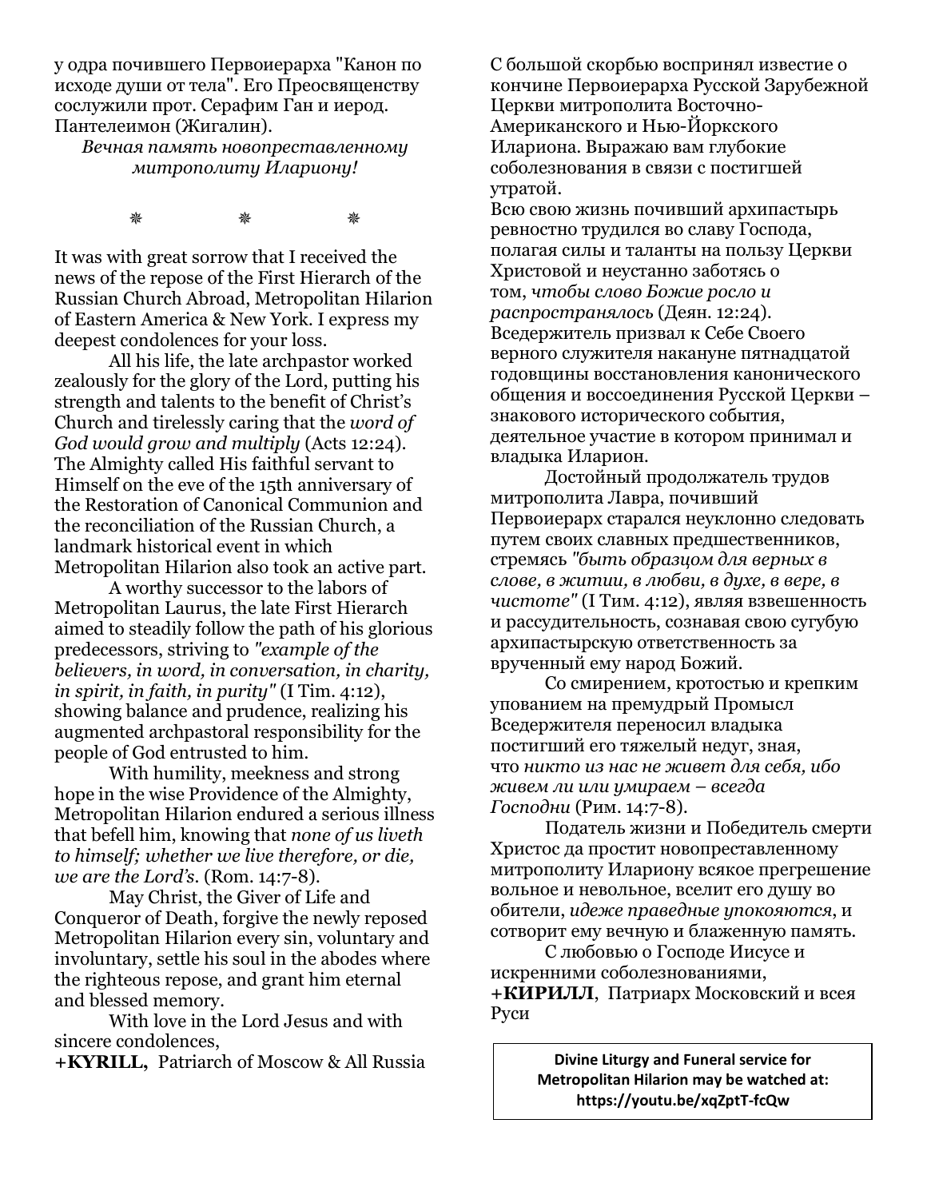у одра почившего Первоиерарха "Канон по исходе души от тела". Его Преосвященству сослужили прот. Серафим Ган и иерод. Пантелеимон (Жигалин).

*Вечная память новопреставленному митрополиту Илариону!*

❋ ❋ ❋

It was with great sorrow that I received the news of the repose of the First Hierarch of the Russian Church Abroad, Metropolitan Hilarion of Eastern America & New York. I express my deepest condolences for your loss.

All his life, the late archpastor worked zealously for the glory of the Lord, putting his strength and talents to the benefit of Christ's Church and tirelessly caring that the *word of God would grow and multiply* (Acts 12:24). The Almighty called His faithful servant to Himself on the eve of the 15th anniversary of the Restoration of Canonical Communion and the reconciliation of the Russian Church, a landmark historical event in which Metropolitan Hilarion also took an active part.

A worthy successor to the labors of Metropolitan Laurus, the late First Hierarch aimed to steadily follow the path of his glorious predecessors, striving to *"example of the believers, in word, in conversation, in charity, in spirit, in faith, in purity"* (I Tim. 4:12), showing balance and prudence, realizing his augmented archpastoral responsibility for the people of God entrusted to him.

With humility, meekness and strong hope in the wise Providence of the Almighty, Metropolitan Hilarion endured a serious illness that befell him, knowing that *none of us liveth to himself; whether we live therefore, or die, we are the Lord's.* (Rom. 14:7-8).

May Christ, the Giver of Life and Conqueror of Death, forgive the newly reposed Metropolitan Hilarion every sin, voluntary and involuntary, settle his soul in the abodes where the righteous repose, and grant him eternal and blessed memory.

With love in the Lord Jesus and with sincere condolences,
**+KYRILL,** Patriarch of Moscow & All Russia

С большой скорбью воспринял известие о кончине Первоиерарха Русской Зарубежной Церкви митрополита Восточно-Американского и Нью-Йоркского Илариона. Выражаю вам глубокие соболезнования в связи с постигшей утратой.

Всю свою жизнь почивший архипастырь ревностно трудился во славу Господа, полагая силы и таланты на пользу Церкви Христовой и неустанно заботясь о том, *чтобы слово Божие росло и распространялось* (Деян. 12:24). Вседержитель призвал к Себе Своего верного служителя накануне пятнадцатой годовщины восстановления канонического общения и воссоединения Русской Церкви – знакового исторического события, деятельное участие в котором принимал и владыка Иларион.

Достойный продолжатель трудов митрополита Лавра, почивший Первоиерарх старался неуклонно следовать путем своих славных предшественников, стремясь *"быть образцом для верных в слове, в житии, в любви, в духе, в вере, в чистоте"* (I Тим. 4:12), являя взвешенность и рассудительность, сознавая свою сугубую архипастырскую ответственность за врученный ему народ Божий.

Со смирением, кротостью и крепким упованием на премудрый Промысл Вседержителя переносил владыка постигший его тяжелый недуг, зная, что *никто из нас не живет для себя, ибо живем ли или умираем – всегда Господни* (Рим. 14:7-8).

Податель жизни и Победитель смерти Христос да простит новопреставленному митрополиту Илариону всякое прегрешение вольное и невольное, вселит его душу во обители, *идеже праведные упокояются*, и сотворит ему вечную и блаженную память.

С любовью о Господе Иисусе и искренними соболезнованиями,
**+КИРИЛЛ**, Патриарх Московский и всея Руси

**Divine Liturgy and Funeral service for Metropolitan Hilarion may be watched at: https://youtu.be/xqZptT-fcQw**